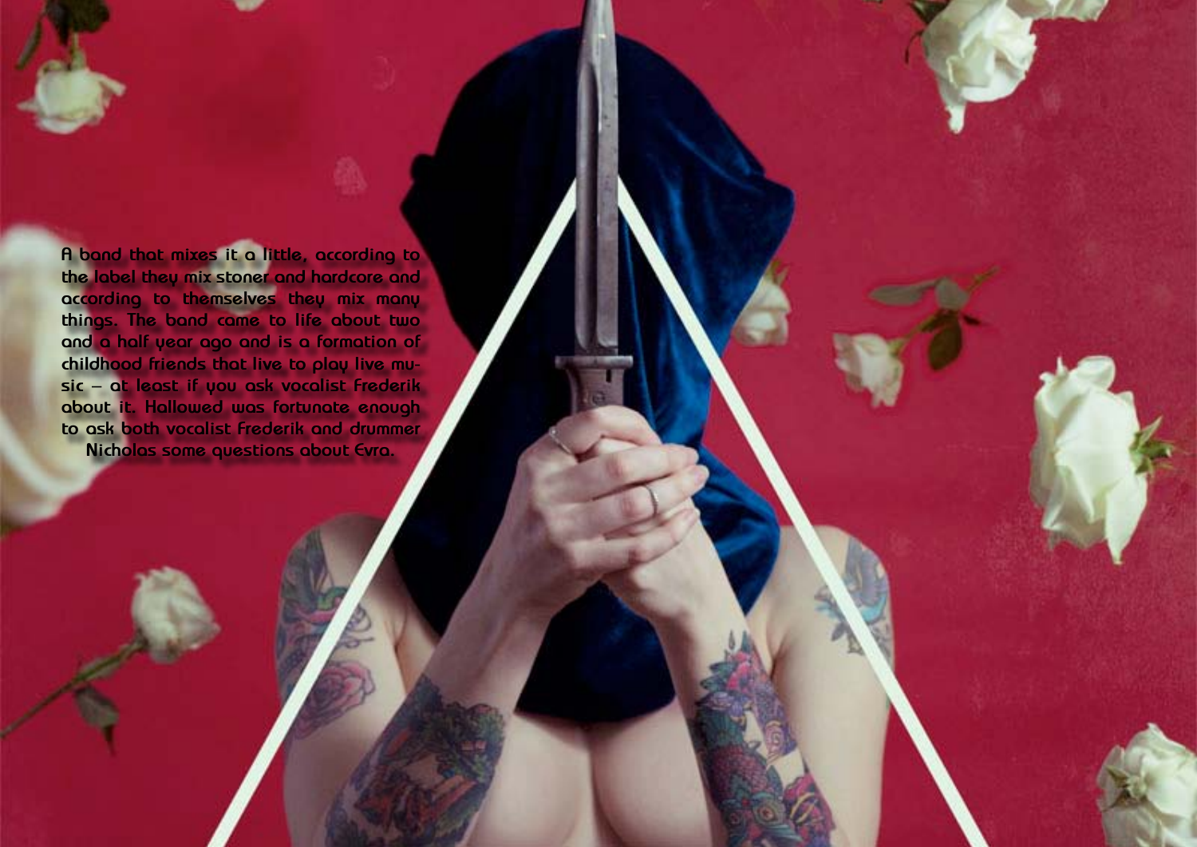A band that mixes it a little, according to the label they mix stoner and hardcore and according to themselves they mix many things. The band came to life about two and a half year ago and is a formation of childhood friends that live to play live music – at least if you ask vocalist Frederik about it. Hallowed was fortunate enough to ask both vocalist Frederik and drummer Nicholas some questions about Evra.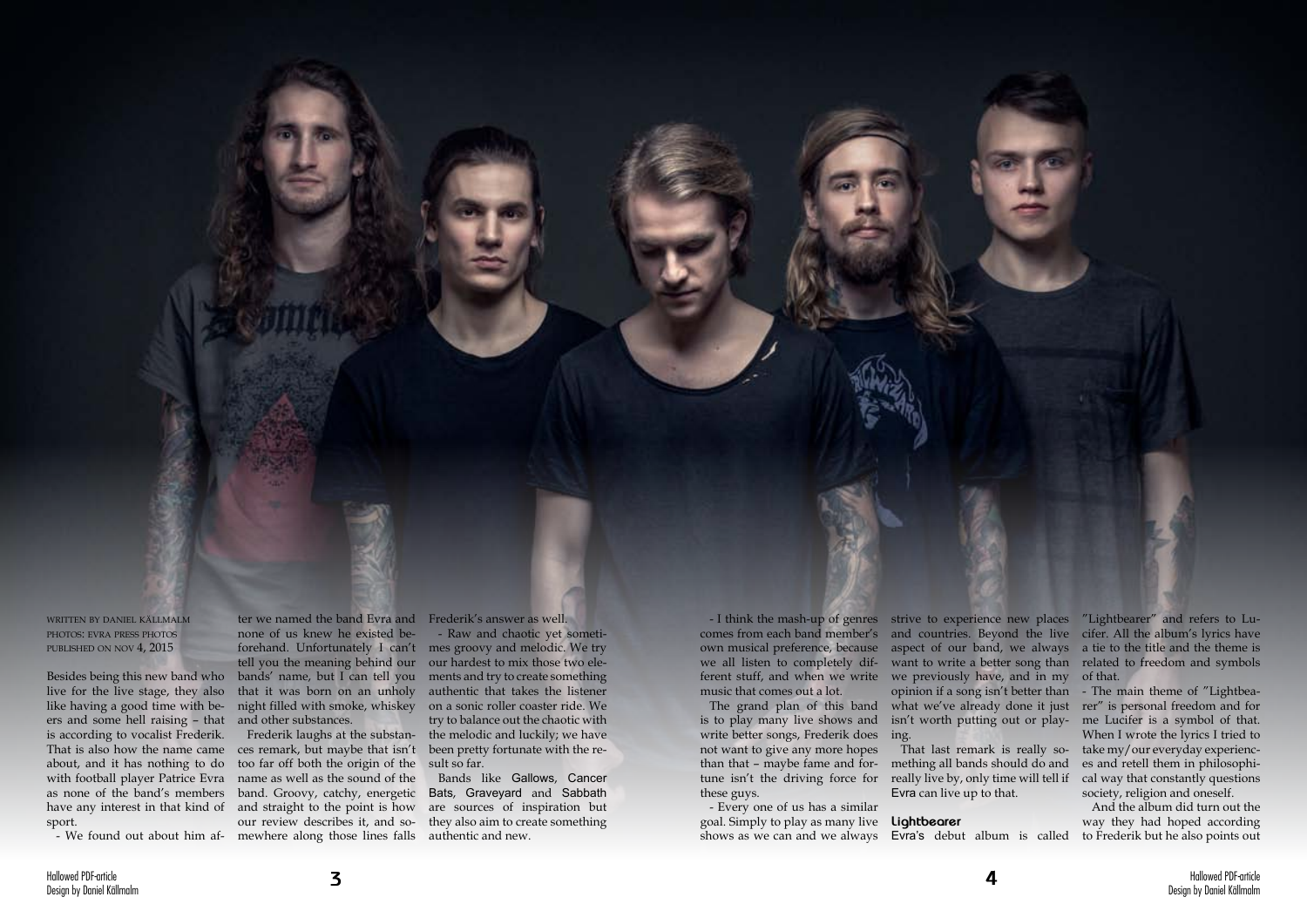WRITTEN BY DANIEL KÄLLMALM
PHOTOS: EVRA PRESS PHOTOS
PUBLISHED ON NOV 4, 2015

Besides being this new band who live for the live stage, they also like having a good time with beers and some hell raising – that is according to vocalist Frederik. That is also how the name came about, and it has nothing to do with football player Patrice Evra as none of the band's members have any interest in that kind of sport.

- We found out about him after we named the band Evra and none of us knew he existed beforehand. Unfortunately I can't tell you the meaning behind our bands' name, but I can tell you that it was born on an unholy night filled with smoke, whiskey and other substances.

Frederik laughs at the substances remark, but maybe that isn't too far off both the origin of the name as well as the sound of the band. Groovy, catchy, energetic and straight to the point is how our review describes it, and somewhere along those lines falls Frederik's answer as well.

- Raw and chaotic yet sometimes groovy and melodic. We try our hardest to mix those two elements and try to create something authentic that takes the listener on a sonic roller coaster ride. We try to balance out the chaotic with the melodic and luckily; we have been pretty fortunate with the result so far.

Bands like Gallows, Cancer Bats, Graveyard and Sabbath are sources of inspiration but they also aim to create something authentic and new.

- I think the mash-up of genres comes from each band member's own musical preference, because we all listen to completely different stuff, and when we write music that comes out a lot.

The grand plan of this band is to play many live shows and write better songs, Frederik does not want to give any more hopes than that – maybe fame and fortune isn't the driving force for these guys.

- Every one of us has a similar goal. Simply to play as many live shows as we can and we always strive to experience new places and countries. Beyond the live aspect of our band, we always want to write a better song than we previously have, and in my opinion if a song isn't better than what we've already done it just isn't worth putting out or playing.

That last remark is really something all bands should do and really live by, only time will tell if Evra can live up to that.

**Lightbearer**

Evra's debut album is called "Lightbearer" and refers to Lucifer. All the album's lyrics have a tie to the title and the theme is related to freedom and symbols of that.

- The main theme of "Lightbearer" is personal freedom and for me Lucifer is a symbol of that. When I wrote the lyrics I tried to take my/our everyday experiences and retell them in philosophical way that constantly questions society, religion and oneself.

And the album did turn out the way they had hoped according to Frederik but he also points out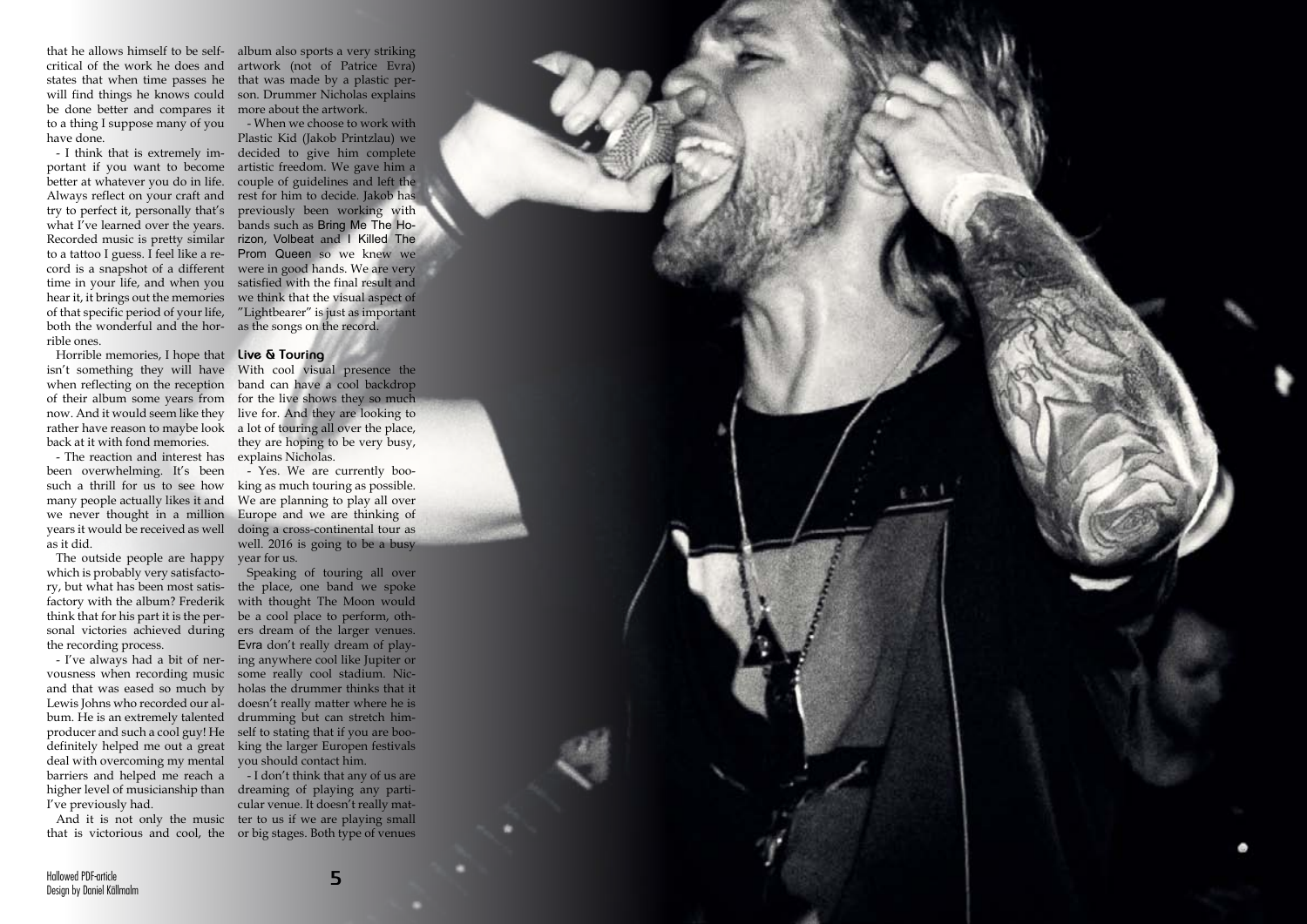that he allows himself to be self-critical of the work he does and states that when time passes he will find things he knows could be done better and compares it to a thing I suppose many of you have done.

- I think that is extremely important if you want to become better at whatever you do in life. Always reflect on your craft and try to perfect it, personally that's what I've learned over the years. Recorded music is pretty similar to a tattoo I guess. I feel like a record is a snapshot of a different time in your life, and when you hear it, it brings out the memories of that specific period of your life, both the wonderful and the horrible ones.

Horrible memories, I hope that isn't something they will have when reflecting on the reception of their album some years from now. And it would seem like they rather have reason to maybe look back at it with fond memories.

- The reaction and interest has been overwhelming. It's been such a thrill for us to see how many people actually likes it and we never thought in a million years it would be received as well as it did.

The outside people are happy which is probably very satisfactory, but what has been most satisfactory with the album? Frederik think that for his part it is the personal victories achieved during the recording process.

- I've always had a bit of nervousness when recording music and that was eased so much by Lewis Johns who recorded our album. He is an extremely talented producer and such a cool guy! He definitely helped me out a great deal with overcoming my mental barriers and helped me reach a higher level of musicianship than I've previously had.

And it is not only the music that is victorious and cool, the album also sports a very striking artwork (not of Patrice Evra) that was made by a plastic person. Drummer Nicholas explains more about the artwork.

- When we choose to work with Plastic Kid (Jakob Printzlau) we decided to give him complete artistic freedom. We gave him a couple of guidelines and left the rest for him to decide. Jakob has previously been working with bands such as Bring Me The Horizon, Volbeat and I Killed The Prom Queen so we knew we were in good hands. We are very satisfied with the final result and we think that the visual aspect of "Lightbearer" is just as important as the songs on the record.

### Live & Touring

With cool visual presence the band can have a cool backdrop for the live shows they so much live for. And they are looking to a lot of touring all over the place, they are hoping to be very busy, explains Nicholas.

- Yes. We are currently booking as much touring as possible. We are planning to play all over Europe and we are thinking of doing a cross-continental tour as well. 2016 is going to be a busy year for us.

Speaking of touring all over the place, one band we spoke with thought The Moon would be a cool place to perform, others dream of the larger venues. Evra don't really dream of playing anywhere cool like Jupiter or some really cool stadium. Nicholas the drummer thinks that it doesn't really matter where he is drumming but can stretch himself to stating that if you are booking the larger Europen festivals you should contact him.

- I don't think that any of us are dreaming of playing any particular venue. It doesn't really matter to us if we are playing small or big stages. Both type of venues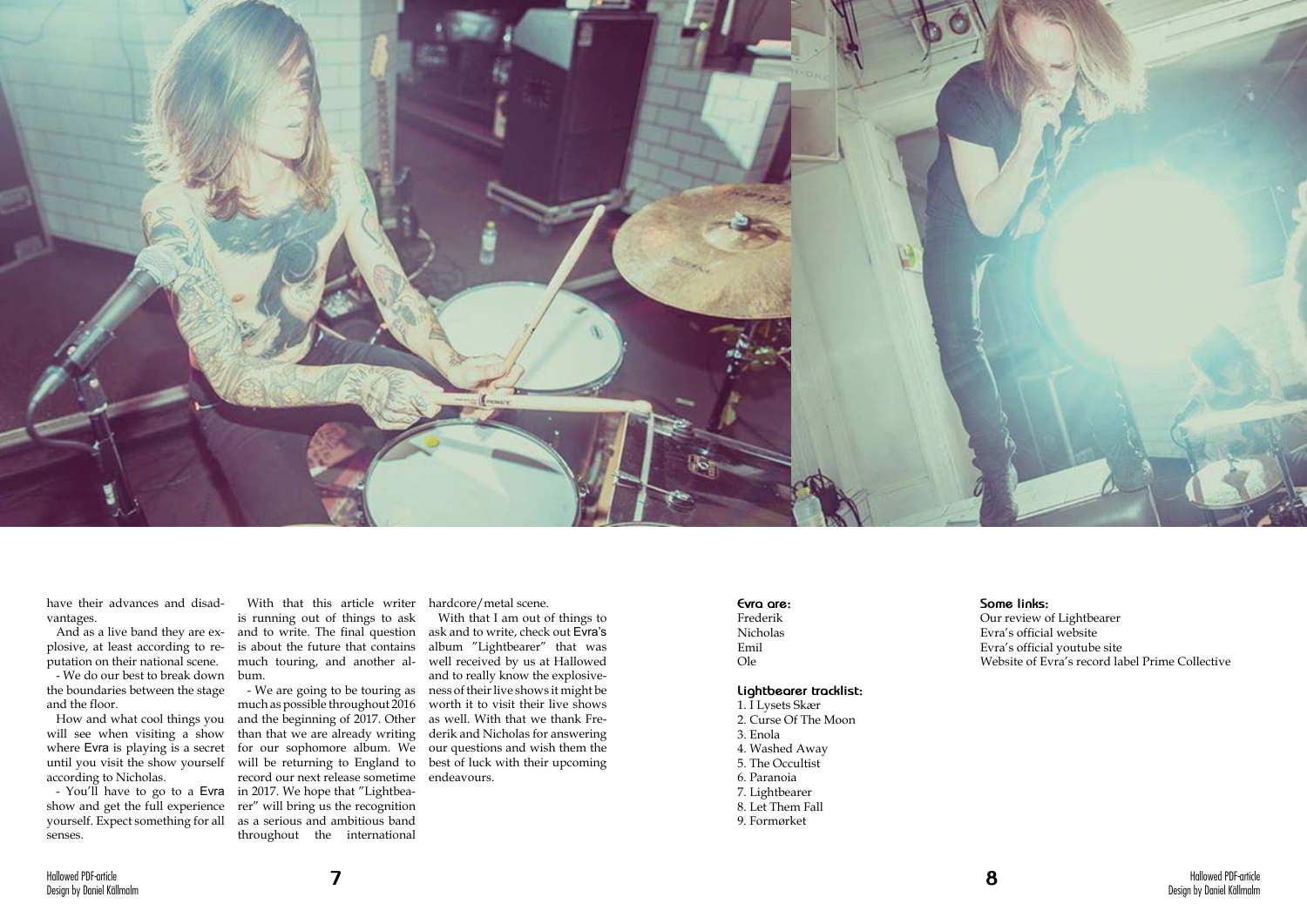have their advances and disadvantages.

And as a live band they are explosive, at least according to reputation on their national scene.

- We do our best to break down the boundaries between the stage and the floor.

How and what cool things you will see when visiting a show where Evra is playing is a secret until you visit the show yourself according to Nicholas.

- You'll have to go to a Evra show and get the full experience yourself. Expect something for all senses.

With that this article writer is running out of things to ask and to write. The final question is about the future that contains much touring, and another album.

- We are going to be touring as much as possible throughout 2016 and the beginning of 2017. Other than that we are already writing for our sophomore album. We will be returning to England to record our next release sometime in 2017. We hope that "Lightbearer" will bring us the recognition as a serious and ambitious band throughout the international hardcore/metal scene.

With that I am out of things to ask and to write, check out Evra's album "Lightbearer" that was well received by us at Hallowed and to really know the explosiveness of their live shows it might be worth it to visit their live shows as well. With that we thank Frederik and Nicholas for answering our questions and wish them the best of luck with their upcoming endeavours.

**Evra are:**

Frederik
Nicholas
Emil
Ole

**Lightbearer tracklist:**

1. I Lysets Skær
2. Curse Of The Moon
3. Enola
4. Washed Away
5. The Occultist
6. Paranoia
7. Lightbearer
8. Let Them Fall
9. Formørket

**Some links:**

Our review of Lightbearer
Evra's official website
Evra's official youtube site
Website of Evra's record label Prime Collective